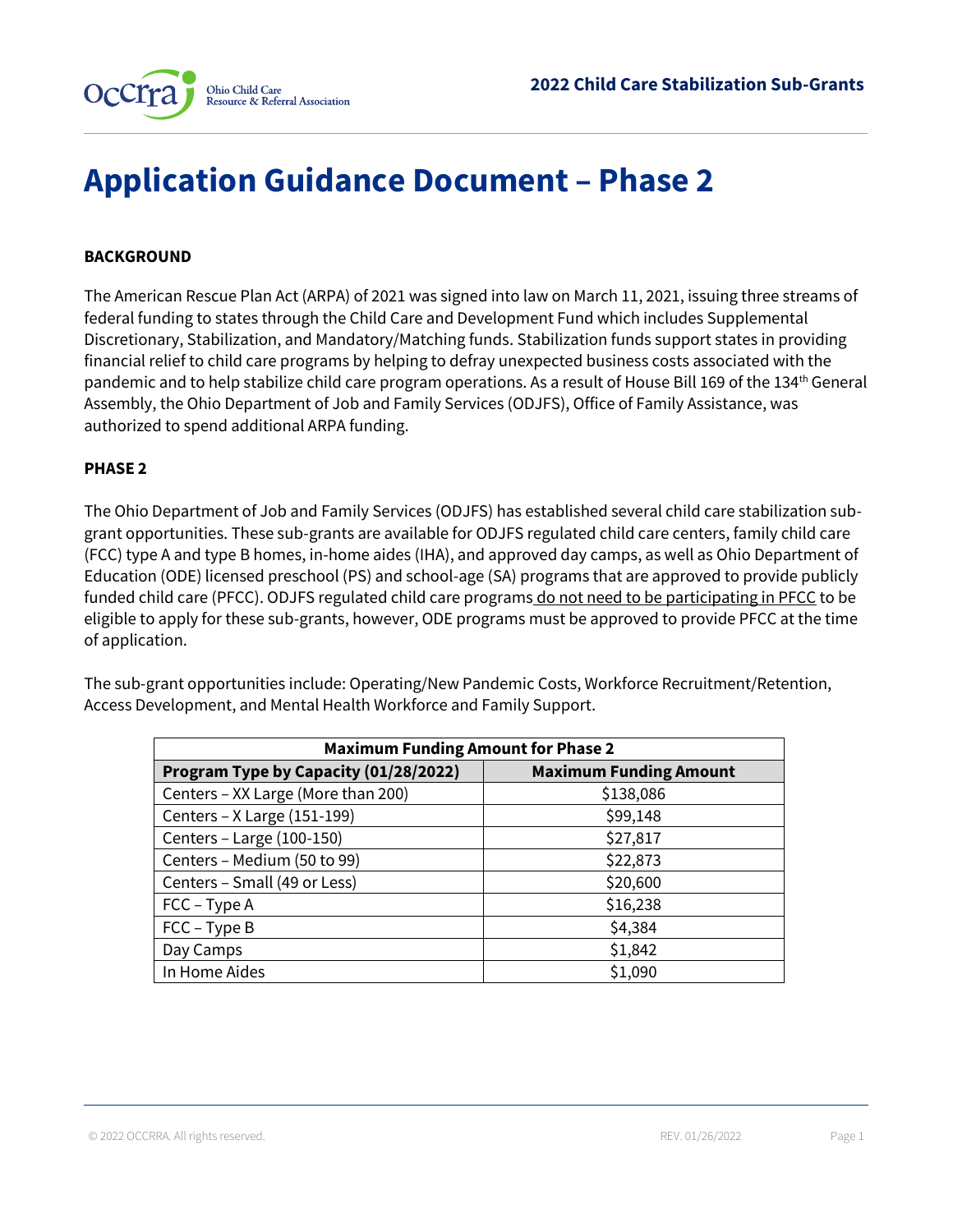# Application Guidance Document – Phase 2

**BACKGROUND**

The American Rescue Plan Act (ARPA) of 2021 was signed into law on March 11, 2021, issuing three streams of federal funding to states through the Child Care and Development Fund which includes Supplemental Discretionary, Stabilization, and Mandatory/Matching funds. Stabilization funds support states in providing financial relief to child care programs by helping to defray unexpected business costs associated with the pandemic and to help stabilize child care program operations. As a result of House Bill 169 of the 134th General Assembly, the Ohio Department of Job and Family Services (ODJFS), Office of Family Assistance, was authorized to spend additional ARPA funding.

**PHASE 2**

The Ohio Department of Job and Family Services (ODJFS) has established several child care stabilization sub-grant opportunities. These sub-grants are available for ODJFS regulated child care centers, family child care (FCC) type A and type B homes, in-home aides (IHA), and approved day camps, as well as Ohio Department of Education (ODE) licensed preschool (PS) and school-age (SA) programs that are approved to provide publicly funded child care (PFCC). ODJFS regulated child care programs do not need to be participating in PFCC to be eligible to apply for these sub-grants, however, ODE programs must be approved to provide PFCC at the time of application.

The sub-grant opportunities include: Operating/New Pandemic Costs, Workforce Recruitment/Retention, Access Development, and Mental Health Workforce and Family Support.

| **Maximum Funding Amount for Phase 2** | |
|---|---|
| **Program Type by Capacity (01/28/2022)** | **Maximum Funding Amount** |
| Centers – XX Large (More than 200) | $138,086 |
| Centers – X Large (151-199) | $99,148 |
| Centers – Large (100-150) | $27,817 |
| Centers – Medium (50 to 99) | $22,873 |
| Centers – Small (49 or Less) | $20,600 |
| FCC – Type A | $16,238 |
| FCC – Type B | $4,384 |
| Day Camps | $1,842 |
| In Home Aides | $1,090 |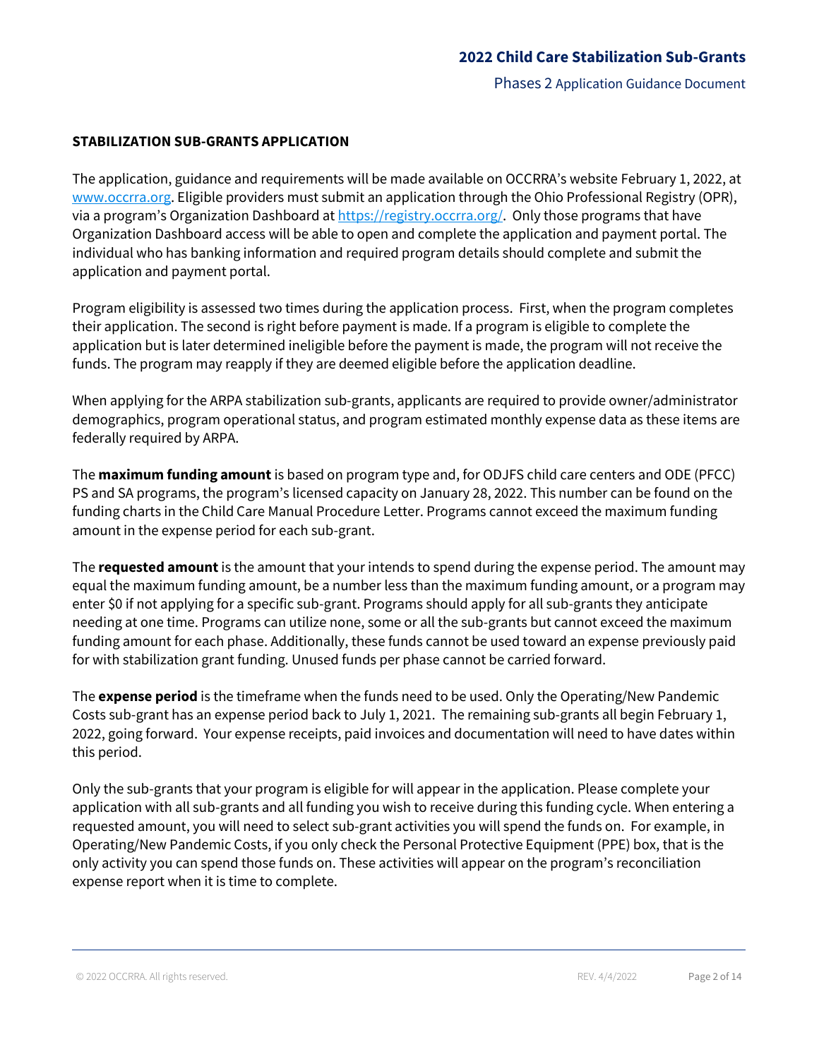## STABILIZATION SUB-GRANTS APPLICATION

The application, guidance and requirements will be made available on OCCRRA's website February 1, 2022, at [www.occrra.org](www.occrra.org). Eligible providers must submit an application through the Ohio Professional Registry (OPR), via a program's Organization Dashboard at [https://registry.occrra.org/](https://registry.occrra.org/). Only those programs that have Organization Dashboard access will be able to open and complete the application and payment portal. The individual who has banking information and required program details should complete and submit the application and payment portal.

Program eligibility is assessed two times during the application process. First, when the program completes their application. The second is right before payment is made. If a program is eligible to complete the application but is later determined ineligible before the payment is made, the program will not receive the funds. The program may reapply if they are deemed eligible before the application deadline.

When applying for the ARPA stabilization sub-grants, applicants are required to provide owner/administrator demographics, program operational status, and program estimated monthly expense data as these items are federally required by ARPA.

The **maximum funding amount** is based on program type and, for ODJFS child care centers and ODE (PFCC) PS and SA programs, the program's licensed capacity on January 28, 2022. This number can be found on the funding charts in the Child Care Manual Procedure Letter. Programs cannot exceed the maximum funding amount in the expense period for each sub-grant.

The **requested amount** is the amount that your intends to spend during the expense period. The amount may equal the maximum funding amount, be a number less than the maximum funding amount, or a program may enter $0 if not applying for a specific sub-grant. Programs should apply for all sub-grants they anticipate needing at one time. Programs can utilize none, some or all the sub-grants but cannot exceed the maximum funding amount for each phase. Additionally, these funds cannot be used toward an expense previously paid for with stabilization grant funding. Unused funds per phase cannot be carried forward.

The **expense period** is the timeframe when the funds need to be used. Only the Operating/New Pandemic Costs sub-grant has an expense period back to July 1, 2021. The remaining sub-grants all begin February 1, 2022, going forward. Your expense receipts, paid invoices and documentation will need to have dates within this period.

Only the sub-grants that your program is eligible for will appear in the application. Please complete your application with all sub-grants and all funding you wish to receive during this funding cycle. When entering a requested amount, you will need to select sub-grant activities you will spend the funds on. For example, in Operating/New Pandemic Costs, if you only check the Personal Protective Equipment (PPE) box, that is the only activity you can spend those funds on. These activities will appear on the program's reconciliation expense report when it is time to complete.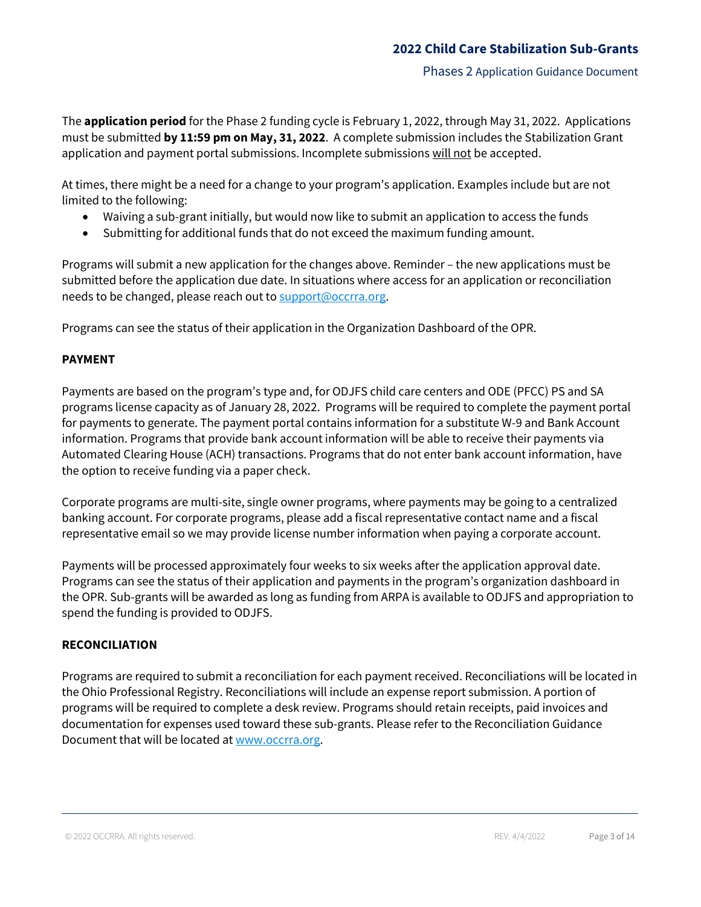The **application period** for the Phase 2 funding cycle is February 1, 2022, through May 31, 2022. Applications must be submitted **by 11:59 pm on May, 31, 2022**. A complete submission includes the Stabilization Grant application and payment portal submissions. Incomplete submissions will not be accepted.

At times, there might be a need for a change to your program's application. Examples include but are not limited to the following:

- Waiving a sub-grant initially, but would now like to submit an application to access the funds
- Submitting for additional funds that do not exceed the maximum funding amount.

Programs will submit a new application for the changes above. Reminder – the new applications must be submitted before the application due date. In situations where access for an application or reconciliation needs to be changed, please reach out to support@occrra.org.

Programs can see the status of their application in the Organization Dashboard of the OPR.

**PAYMENT**

Payments are based on the program's type and, for ODJFS child care centers and ODE (PFCC) PS and SA programs license capacity as of January 28, 2022. Programs will be required to complete the payment portal for payments to generate. The payment portal contains information for a substitute W-9 and Bank Account information. Programs that provide bank account information will be able to receive their payments via Automated Clearing House (ACH) transactions. Programs that do not enter bank account information, have the option to receive funding via a paper check.

Corporate programs are multi-site, single owner programs, where payments may be going to a centralized banking account. For corporate programs, please add a fiscal representative contact name and a fiscal representative email so we may provide license number information when paying a corporate account.

Payments will be processed approximately four weeks to six weeks after the application approval date. Programs can see the status of their application and payments in the program's organization dashboard in the OPR. Sub-grants will be awarded as long as funding from ARPA is available to ODJFS and appropriation to spend the funding is provided to ODJFS.

**RECONCILIATION**

Programs are required to submit a reconciliation for each payment received. Reconciliations will be located in the Ohio Professional Registry. Reconciliations will include an expense report submission. A portion of programs will be required to complete a desk review. Programs should retain receipts, paid invoices and documentation for expenses used toward these sub-grants. Please refer to the Reconciliation Guidance Document that will be located at www.occrra.org.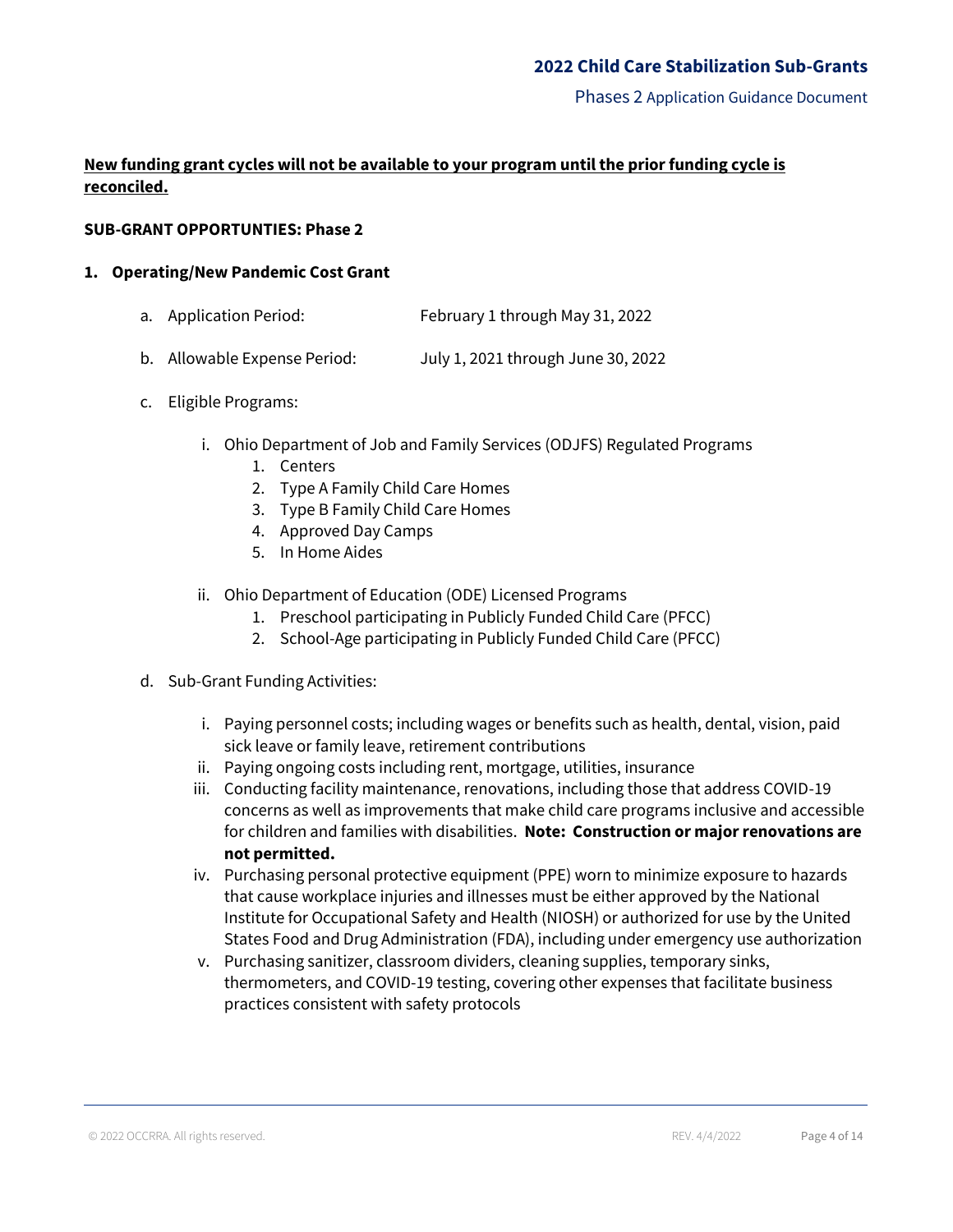**New funding grant cycles will not be available to your program until the prior funding cycle is reconciled.**

**SUB-GRANT OPPORTUNTIES: Phase 2**

1. **Operating/New Pandemic Cost Grant**

   a. Application Period: February 1 through May 31, 2022

   b. Allowable Expense Period: July 1, 2021 through June 30, 2022

   c. Eligible Programs:

      i. Ohio Department of Job and Family Services (ODJFS) Regulated Programs
         1. Centers
         2. Type A Family Child Care Homes
         3. Type B Family Child Care Homes
         4. Approved Day Camps
         5. In Home Aides

      ii. Ohio Department of Education (ODE) Licensed Programs
         1. Preschool participating in Publicly Funded Child Care (PFCC)
         2. School-Age participating in Publicly Funded Child Care (PFCC)

   d. Sub-Grant Funding Activities:

      i. Paying personnel costs; including wages or benefits such as health, dental, vision, paid sick leave or family leave, retirement contributions
      ii. Paying ongoing costs including rent, mortgage, utilities, insurance
      iii. Conducting facility maintenance, renovations, including those that address COVID-19 concerns as well as improvements that make child care programs inclusive and accessible for children and families with disabilities. **Note: Construction or major renovations are not permitted.**
      iv. Purchasing personal protective equipment (PPE) worn to minimize exposure to hazards that cause workplace injuries and illnesses must be either approved by the National Institute for Occupational Safety and Health (NIOSH) or authorized for use by the United States Food and Drug Administration (FDA), including under emergency use authorization
      v. Purchasing sanitizer, classroom dividers, cleaning supplies, temporary sinks, thermometers, and COVID-19 testing, covering other expenses that facilitate business practices consistent with safety protocols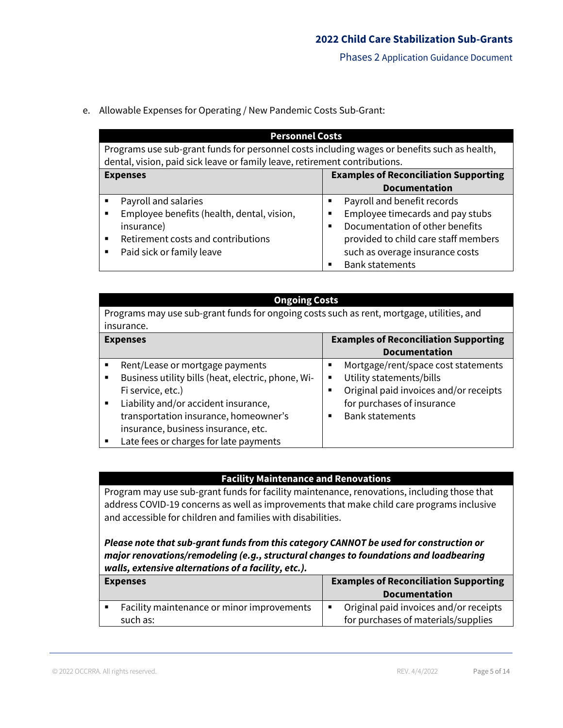e. Allowable Expenses for Operating / New Pandemic Costs Sub-Grant:

| **Personnel Costs** | |
|---|---|
| Programs use sub-grant funds for personnel costs including wages or benefits such as health, dental, vision, paid sick leave or family leave, retirement contributions. | |
| **Expenses** | **Examples of Reconciliation Supporting Documentation** |
| ▪ Payroll and salaries<br>▪ Employee benefits (health, dental, vision, insurance)<br>▪ Retirement costs and contributions<br>▪ Paid sick or family leave | ▪ Payroll and benefit records<br>▪ Employee timecards and pay stubs<br>▪ Documentation of other benefits provided to child care staff members such as overage insurance costs<br>▪ Bank statements |

| **Ongoing Costs** | |
|---|---|
| Programs may use sub-grant funds for ongoing costs such as rent, mortgage, utilities, and insurance. | |
| **Expenses** | **Examples of Reconciliation Supporting Documentation** |
| ▪ Rent/Lease or mortgage payments<br>▪ Business utility bills (heat, electric, phone, Wi-Fi service, etc.)<br>▪ Liability and/or accident insurance, transportation insurance, homeowner's insurance, business insurance, etc.<br>▪ Late fees or charges for late payments | ▪ Mortgage/rent/space cost statements<br>▪ Utility statements/bills<br>▪ Original paid invoices and/or receipts for purchases of insurance<br>▪ Bank statements |

| **Facility Maintenance and Renovations** | |
|---|---|
| Program may use sub-grant funds for facility maintenance, renovations, including those that address COVID-19 concerns as well as improvements that make child care programs inclusive and accessible for children and families with disabilities.<br><br>***Please note that sub-grant funds from this category CANNOT be used for construction or major renovations/remodeling (e.g., structural changes to foundations and loadbearing walls, extensive alternations of a facility, etc.).*** | |
| **Expenses** | **Examples of Reconciliation Supporting Documentation** |
| ▪ Facility maintenance or minor improvements such as: | ▪ Original paid invoices and/or receipts for purchases of materials/supplies |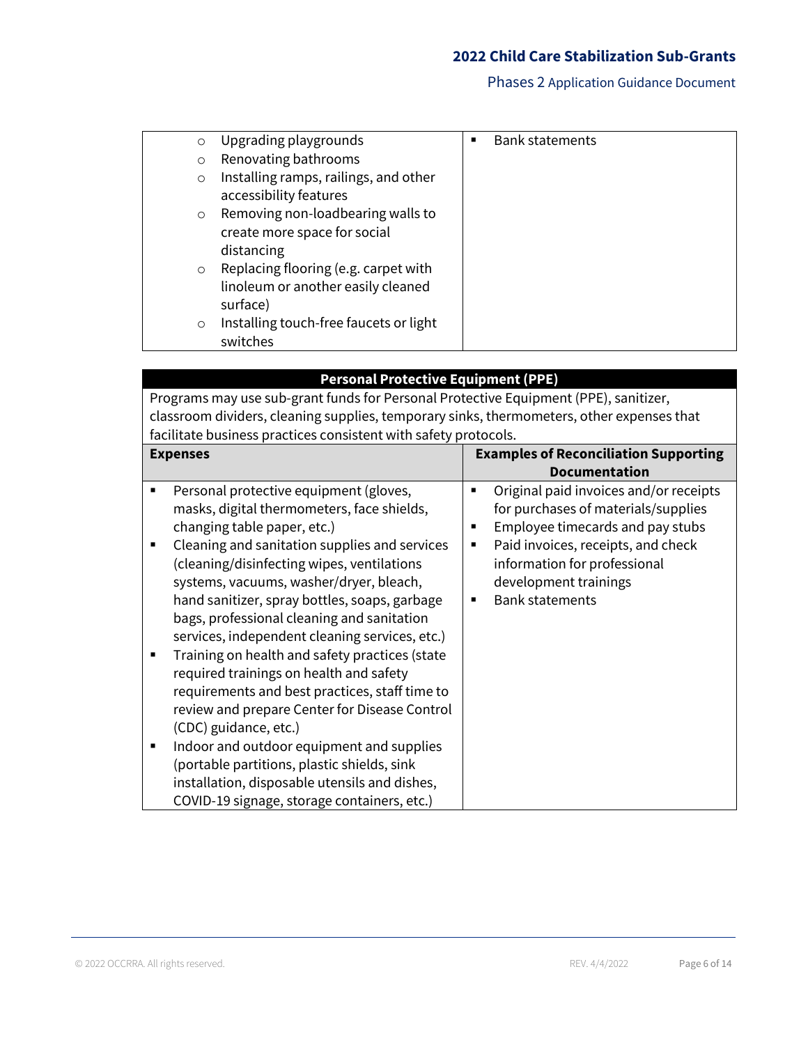| | |
|---|---|
| ○ Upgrading playgrounds<br>○ Renovating bathrooms<br>○ Installing ramps, railings, and other accessibility features<br>○ Removing non-loadbearing walls to create more space for social distancing<br>○ Replacing flooring (e.g. carpet with linoleum or another easily cleaned surface)<br>○ Installing touch-free faucets or light switches | ▪ Bank statements |

| **Personal Protective Equipment (PPE)** | |
|---|---|
| Programs may use sub-grant funds for Personal Protective Equipment (PPE), sanitizer, classroom dividers, cleaning supplies, temporary sinks, thermometers, other expenses that facilitate business practices consistent with safety protocols. | |
| **Expenses** | **Examples of Reconciliation Supporting Documentation** |
| ▪ Personal protective equipment (gloves, masks, digital thermometers, face shields, changing table paper, etc.)<br>▪ Cleaning and sanitation supplies and services (cleaning/disinfecting wipes, ventilations systems, vacuums, washer/dryer, bleach, hand sanitizer, spray bottles, soaps, garbage bags, professional cleaning and sanitation services, independent cleaning services, etc.)<br>▪ Training on health and safety practices (state required trainings on health and safety requirements and best practices, staff time to review and prepare Center for Disease Control (CDC) guidance, etc.)<br>▪ Indoor and outdoor equipment and supplies (portable partitions, plastic shields, sink installation, disposable utensils and dishes, COVID-19 signage, storage containers, etc.) | ▪ Original paid invoices and/or receipts for purchases of materials/supplies<br>▪ Employee timecards and pay stubs<br>▪ Paid invoices, receipts, and check information for professional development trainings<br>▪ Bank statements |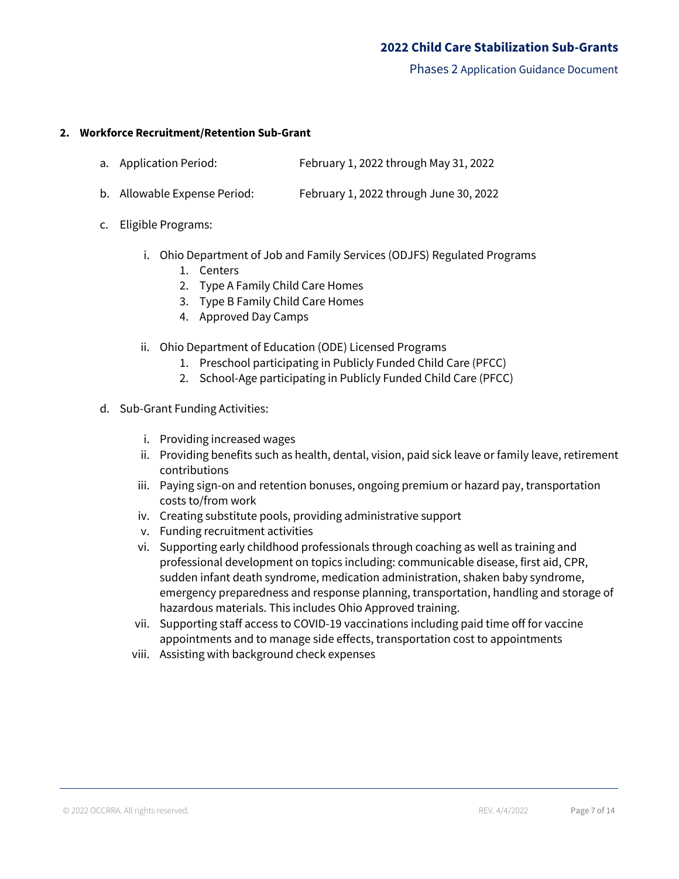**2. Workforce Recruitment/Retention Sub-Grant**

a. Application Period: February 1, 2022 through May 31, 2022

b. Allowable Expense Period: February 1, 2022 through June 30, 2022

c. Eligible Programs:

   i. Ohio Department of Job and Family Services (ODJFS) Regulated Programs
      1. Centers
      2. Type A Family Child Care Homes
      3. Type B Family Child Care Homes
      4. Approved Day Camps

   ii. Ohio Department of Education (ODE) Licensed Programs
      1. Preschool participating in Publicly Funded Child Care (PFCC)
      2. School-Age participating in Publicly Funded Child Care (PFCC)

d. Sub-Grant Funding Activities:

   i. Providing increased wages
   ii. Providing benefits such as health, dental, vision, paid sick leave or family leave, retirement contributions
   iii. Paying sign-on and retention bonuses, ongoing premium or hazard pay, transportation costs to/from work
   iv. Creating substitute pools, providing administrative support
   v. Funding recruitment activities
   vi. Supporting early childhood professionals through coaching as well as training and professional development on topics including: communicable disease, first aid, CPR, sudden infant death syndrome, medication administration, shaken baby syndrome, emergency preparedness and response planning, transportation, handling and storage of hazardous materials. This includes Ohio Approved training.
   vii. Supporting staff access to COVID-19 vaccinations including paid time off for vaccine appointments and to manage side effects, transportation cost to appointments
   viii. Assisting with background check expenses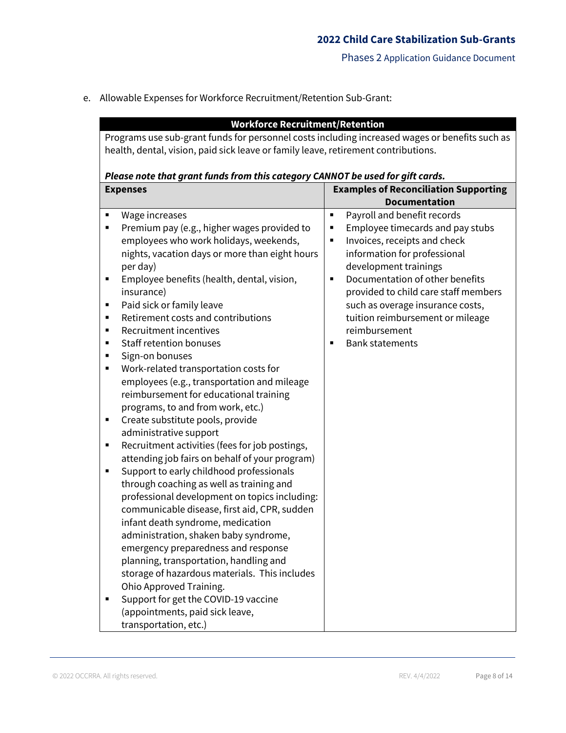e. Allowable Expenses for Workforce Recruitment/Retention Sub-Grant:

| **Workforce Recruitment/Retention** | |
|---|---|
| Programs use sub-grant funds for personnel costs including increased wages or benefits such as health, dental, vision, paid sick leave or family leave, retirement contributions.<br><br>***Please note that grant funds from this category CANNOT be used for gift cards.*** | |
| **Expenses** | **Examples of Reconciliation Supporting Documentation** |
| ▪ Wage increases<br>▪ Premium pay (e.g., higher wages provided to employees who work holidays, weekends, nights, vacation days or more than eight hours per day)<br>▪ Employee benefits (health, dental, vision, insurance)<br>▪ Paid sick or family leave<br>▪ Retirement costs and contributions<br>▪ Recruitment incentives<br>▪ Staff retention bonuses<br>▪ Sign-on bonuses<br>▪ Work-related transportation costs for employees (e.g., transportation and mileage reimbursement for educational training programs, to and from work, etc.)<br>▪ Create substitute pools, provide administrative support<br>▪ Recruitment activities (fees for job postings, attending job fairs on behalf of your program)<br>▪ Support to early childhood professionals through coaching as well as training and professional development on topics including: communicable disease, first aid, CPR, sudden infant death syndrome, medication administration, shaken baby syndrome, emergency preparedness and response planning, transportation, handling and storage of hazardous materials. This includes Ohio Approved Training.<br>▪ Support for get the COVID-19 vaccine (appointments, paid sick leave, transportation, etc.) | ▪ Payroll and benefit records<br>▪ Employee timecards and pay stubs<br>▪ Invoices, receipts and check information for professional development trainings<br>▪ Documentation of other benefits provided to child care staff members such as overage insurance costs, tuition reimbursement or mileage reimbursement<br>▪ Bank statements |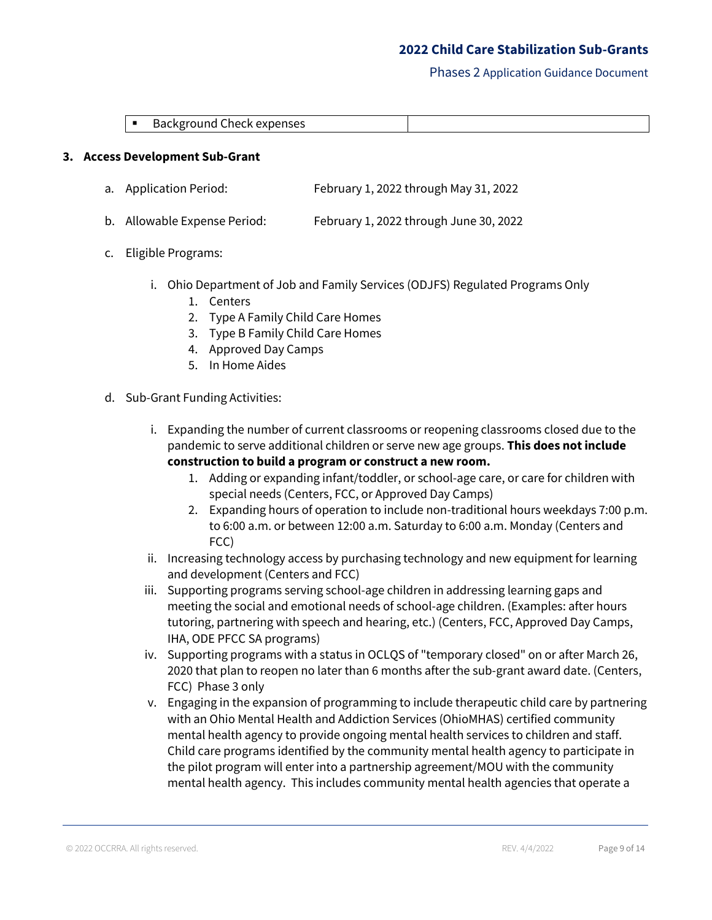| ▪ Background Check expenses | |
|---|---|

**3. Access Development Sub-Grant**

a. Application Period: February 1, 2022 through May 31, 2022

b. Allowable Expense Period: February 1, 2022 through June 30, 2022

c. Eligible Programs:

   i. Ohio Department of Job and Family Services (ODJFS) Regulated Programs Only
      1. Centers
      2. Type A Family Child Care Homes
      3. Type B Family Child Care Homes
      4. Approved Day Camps
      5. In Home Aides

d. Sub-Grant Funding Activities:

   i. Expanding the number of current classrooms or reopening classrooms closed due to the pandemic to serve additional children or serve new age groups. **This does not include construction to build a program or construct a new room.**
      1. Adding or expanding infant/toddler, or school-age care, or care for children with special needs (Centers, FCC, or Approved Day Camps)
      2. Expanding hours of operation to include non-traditional hours weekdays 7:00 p.m. to 6:00 a.m. or between 12:00 a.m. Saturday to 6:00 a.m. Monday (Centers and FCC)

   ii. Increasing technology access by purchasing technology and new equipment for learning and development (Centers and FCC)

   iii. Supporting programs serving school-age children in addressing learning gaps and meeting the social and emotional needs of school-age children. (Examples: after hours tutoring, partnering with speech and hearing, etc.) (Centers, FCC, Approved Day Camps, IHA, ODE PFCC SA programs)

   iv. Supporting programs with a status in OCLQS of "temporary closed" on or after March 26, 2020 that plan to reopen no later than 6 months after the sub-grant award date. (Centers, FCC) Phase 3 only

   v. Engaging in the expansion of programming to include therapeutic child care by partnering with an Ohio Mental Health and Addiction Services (OhioMHAS) certified community mental health agency to provide ongoing mental health services to children and staff. Child care programs identified by the community mental health agency to participate in the pilot program will enter into a partnership agreement/MOU with the community mental health agency. This includes community mental health agencies that operate a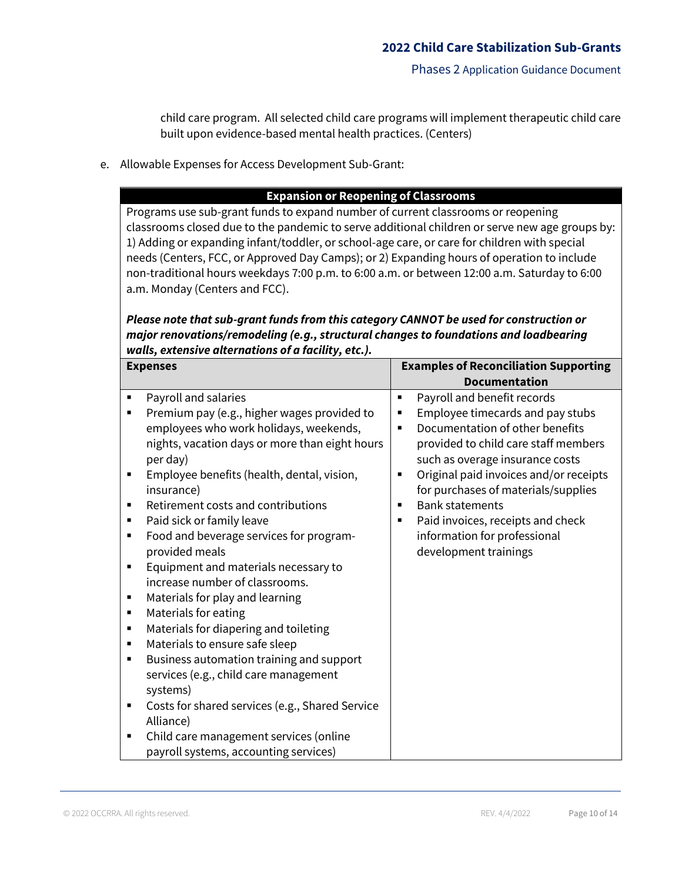child care program. All selected child care programs will implement therapeutic child care built upon evidence-based mental health practices. (Centers)

e. Allowable Expenses for Access Development Sub-Grant:

| **Expansion or Reopening of Classrooms** | |
|---|---|
| Programs use sub-grant funds to expand number of current classrooms or reopening classrooms closed due to the pandemic to serve additional children or serve new age groups by: 1) Adding or expanding infant/toddler, or school-age care, or care for children with special needs (Centers, FCC, or Approved Day Camps); or 2) Expanding hours of operation to include non-traditional hours weekdays 7:00 p.m. to 6:00 a.m. or between 12:00 a.m. Saturday to 6:00 a.m. Monday (Centers and FCC).<br><br>***Please note that sub-grant funds from this category CANNOT be used for construction or major renovations/remodeling (e.g., structural changes to foundations and loadbearing walls, extensive alternations of a facility, etc.).*** | |
| **Expenses** | **Examples of Reconciliation Supporting Documentation** |
| ▪ Payroll and salaries<br>▪ Premium pay (e.g., higher wages provided to employees who work holidays, weekends, nights, vacation days or more than eight hours per day)<br>▪ Employee benefits (health, dental, vision, insurance)<br>▪ Retirement costs and contributions<br>▪ Paid sick or family leave<br>▪ Food and beverage services for program-provided meals<br>▪ Equipment and materials necessary to increase number of classrooms.<br>▪ Materials for play and learning<br>▪ Materials for eating<br>▪ Materials for diapering and toileting<br>▪ Materials to ensure safe sleep<br>▪ Business automation training and support services (e.g., child care management systems)<br>▪ Costs for shared services (e.g., Shared Service Alliance)<br>▪ Child care management services (online payroll systems, accounting services) | ▪ Payroll and benefit records<br>▪ Employee timecards and pay stubs<br>▪ Documentation of other benefits provided to child care staff members such as overage insurance costs<br>▪ Original paid invoices and/or receipts for purchases of materials/supplies<br>▪ Bank statements<br>▪ Paid invoices, receipts and check information for professional development trainings |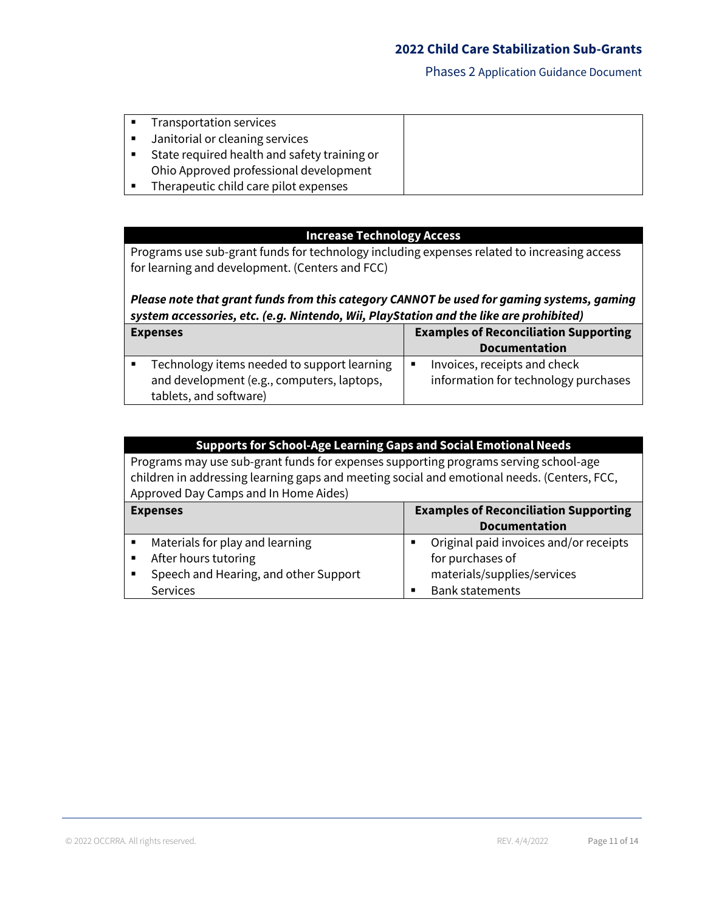| Expenses | Examples of Reconciliation Supporting Documentation |
|---|---|
| ▪ Transportation services<br>▪ Janitorial or cleaning services<br>▪ State required health and safety training or Ohio Approved professional development<br>▪ Therapeutic child care pilot expenses | |

**Increase Technology Access**

Programs use sub-grant funds for technology including expenses related to increasing access for learning and development. (Centers and FCC)

***Please note that grant funds from this category CANNOT be used for gaming systems, gaming system accessories, etc. (e.g. Nintendo, Wii, PlayStation and the like are prohibited)***

| Expenses | Examples of Reconciliation Supporting Documentation |
|---|---|
| ▪ Technology items needed to support learning and development (e.g., computers, laptops, tablets, and software) | ▪ Invoices, receipts and check information for technology purchases |

**Supports for School-Age Learning Gaps and Social Emotional Needs**

Programs may use sub-grant funds for expenses supporting programs serving school-age children in addressing learning gaps and meeting social and emotional needs. (Centers, FCC, Approved Day Camps and In Home Aides)

| Expenses | Examples of Reconciliation Supporting Documentation |
|---|---|
| ▪ Materials for play and learning<br>▪ After hours tutoring<br>▪ Speech and Hearing, and other Support Services | ▪ Original paid invoices and/or receipts for purchases of materials/supplies/services<br>▪ Bank statements |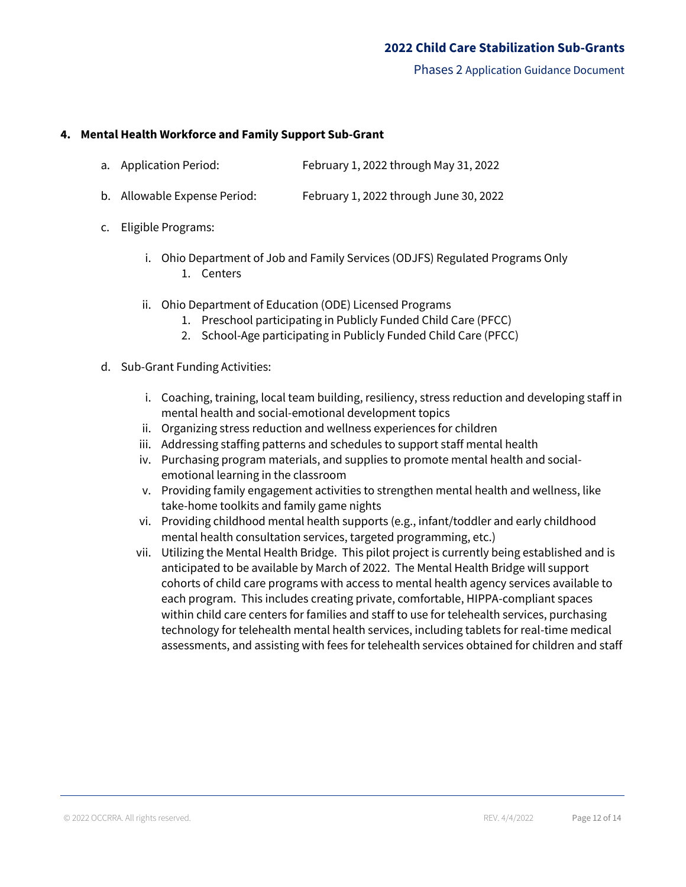### 4. Mental Health Workforce and Family Support Sub-Grant

a. Application Period: February 1, 2022 through May 31, 2022

b. Allowable Expense Period: February 1, 2022 through June 30, 2022

c. Eligible Programs:

   i. Ohio Department of Job and Family Services (ODJFS) Regulated Programs Only
      1. Centers

   ii. Ohio Department of Education (ODE) Licensed Programs
      1. Preschool participating in Publicly Funded Child Care (PFCC)
      2. School-Age participating in Publicly Funded Child Care (PFCC)

d. Sub-Grant Funding Activities:

   i. Coaching, training, local team building, resiliency, stress reduction and developing staff in mental health and social-emotional development topics
   ii. Organizing stress reduction and wellness experiences for children
   iii. Addressing staffing patterns and schedules to support staff mental health
   iv. Purchasing program materials, and supplies to promote mental health and social-emotional learning in the classroom
   v. Providing family engagement activities to strengthen mental health and wellness, like take-home toolkits and family game nights
   vi. Providing childhood mental health supports (e.g., infant/toddler and early childhood mental health consultation services, targeted programming, etc.)
   vii. Utilizing the Mental Health Bridge. This pilot project is currently being established and is anticipated to be available by March of 2022. The Mental Health Bridge will support cohorts of child care programs with access to mental health agency services available to each program. This includes creating private, comfortable, HIPPA-compliant spaces within child care centers for families and staff to use for telehealth services, purchasing technology for telehealth mental health services, including tablets for real-time medical assessments, and assisting with fees for telehealth services obtained for children and staff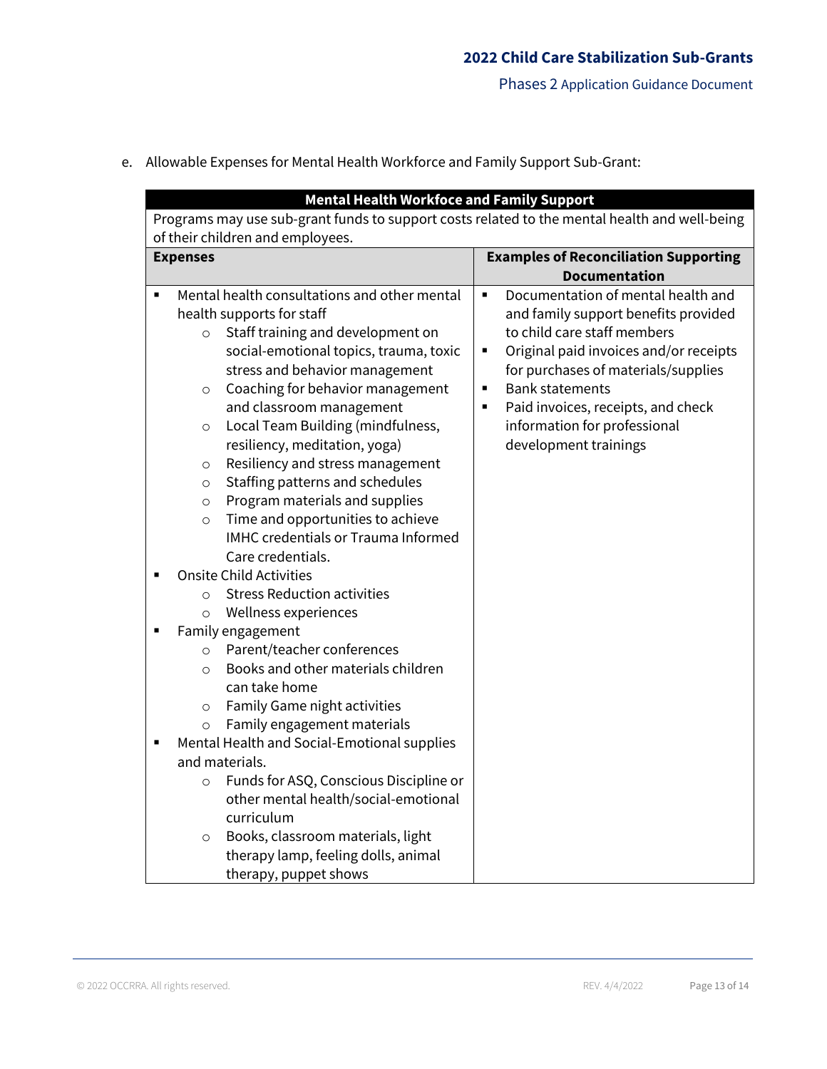e. Allowable Expenses for Mental Health Workforce and Family Support Sub-Grant:

| Mental Health Workfoce and Family Support | |
|---|---|
| Programs may use sub-grant funds to support costs related to the mental health and well-being of their children and employees. | |
| **Expenses** | **Examples of Reconciliation Supporting Documentation** |
| ▪ Mental health consultations and other mental health supports for staff<br>○ Staff training and development on social-emotional topics, trauma, toxic stress and behavior management<br>○ Coaching for behavior management and classroom management<br>○ Local Team Building (mindfulness, resiliency, meditation, yoga)<br>○ Resiliency and stress management<br>○ Staffing patterns and schedules<br>○ Program materials and supplies<br>○ Time and opportunities to achieve IMHC credentials or Trauma Informed Care credentials.<br>▪ Onsite Child Activities<br>○ Stress Reduction activities<br>○ Wellness experiences<br>▪ Family engagement<br>○ Parent/teacher conferences<br>○ Books and other materials children can take home<br>○ Family Game night activities<br>○ Family engagement materials<br>▪ Mental Health and Social-Emotional supplies and materials.<br>○ Funds for ASQ, Conscious Discipline or other mental health/social-emotional curriculum<br>○ Books, classroom materials, light therapy lamp, feeling dolls, animal therapy, puppet shows | ▪ Documentation of mental health and and family support benefits provided to child care staff members<br>▪ Original paid invoices and/or receipts for purchases of materials/supplies<br>▪ Bank statements<br>▪ Paid invoices, receipts, and check information for professional development trainings |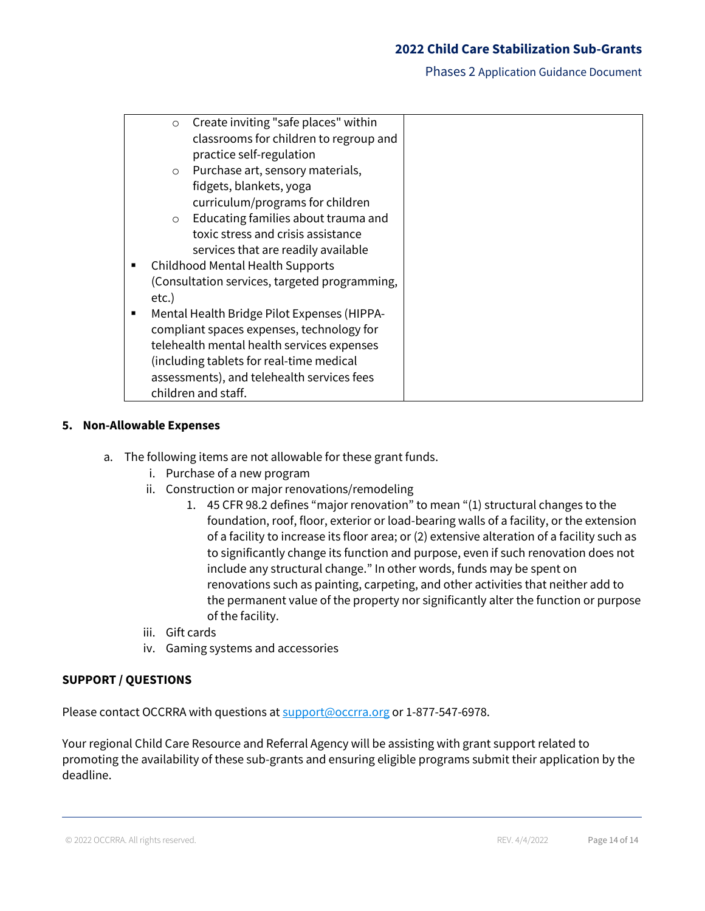| | |
|---|---|
| ○ Create inviting "safe places" within classrooms for children to regroup and practice self-regulation<br>○ Purchase art, sensory materials, fidgets, blankets, yoga curriculum/programs for children<br>○ Educating families about trauma and toxic stress and crisis assistance services that are readily available<br>▪ Childhood Mental Health Supports (Consultation services, targeted programming, etc.)<br>▪ Mental Health Bridge Pilot Expenses (HIPPA-compliant spaces expenses, technology for telehealth mental health services expenses (including tablets for real-time medical assessments), and telehealth services fees children and staff. | |

**5. Non-Allowable Expenses**

a. The following items are not allowable for these grant funds.
   i. Purchase of a new program
   ii. Construction or major renovations/remodeling
      1. 45 CFR 98.2 defines "major renovation" to mean "(1) structural changes to the foundation, roof, floor, exterior or load-bearing walls of a facility, or the extension of a facility to increase its floor area; or (2) extensive alteration of a facility such as to significantly change its function and purpose, even if such renovation does not include any structural change." In other words, funds may be spent on renovations such as painting, carpeting, and other activities that neither add to the permanent value of the property nor significantly alter the function or purpose of the facility.
   iii. Gift cards
   iv. Gaming systems and accessories

**SUPPORT / QUESTIONS**

Please contact OCCRRA with questions at support@occrra.org or 1-877-547-6978.

Your regional Child Care Resource and Referral Agency will be assisting with grant support related to promoting the availability of these sub-grants and ensuring eligible programs submit their application by the deadline.